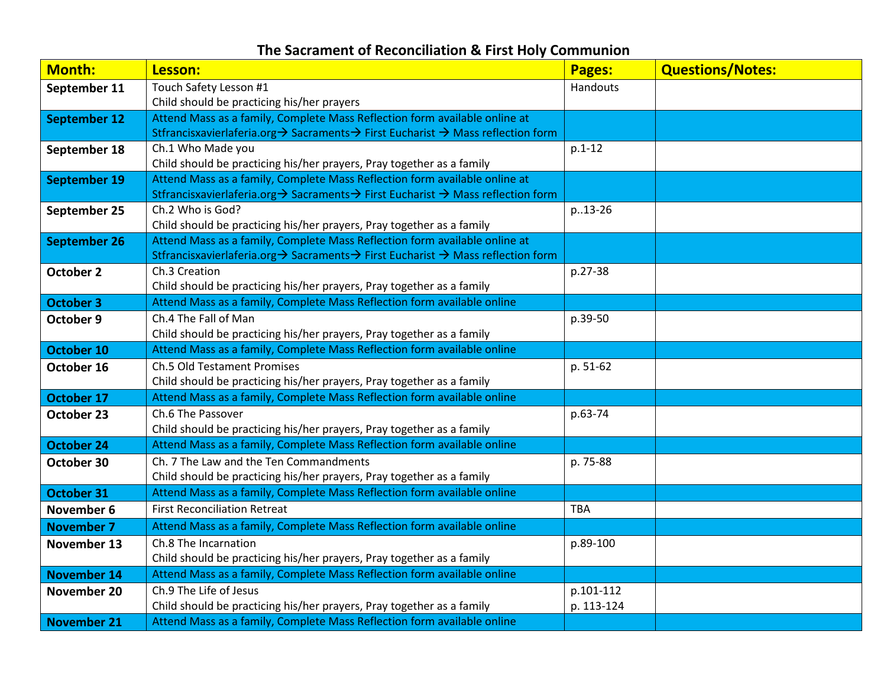# The Sacrament of Reconciliation & First Holy Communion

| Month: | Lesson: | Pages: | Questions/Notes: |
|---|---|---|---|
| **September 11** | Touch Safety Lesson #1<br>Child should be practicing his/her prayers | Handouts | |
| **September 12** | Attend Mass as a family, Complete Mass Reflection form available online at Stfrancisxavierlaferia.org→ Sacraments→ First Eucharist → Mass reflection form | | |
| **September 18** | Ch.1 Who Made you<br>Child should be practicing his/her prayers, Pray together as a family | p.1-12 | |
| **September 19** | Attend Mass as a family, Complete Mass Reflection form available online at Stfrancisxavierlaferia.org→ Sacraments→ First Eucharist → Mass reflection form | | |
| **September 25** | Ch.2 Who is God?<br>Child should be practicing his/her prayers, Pray together as a family | p..13-26 | |
| **September 26** | Attend Mass as a family, Complete Mass Reflection form available online at Stfrancisxavierlaferia.org→ Sacraments→ First Eucharist → Mass reflection form | | |
| **October 2** | Ch.3 Creation<br>Child should be practicing his/her prayers, Pray together as a family | p.27-38 | |
| **October 3** | Attend Mass as a family, Complete Mass Reflection form available online | | |
| **October 9** | Ch.4 The Fall of Man<br>Child should be practicing his/her prayers, Pray together as a family | p.39-50 | |
| **October 10** | Attend Mass as a family, Complete Mass Reflection form available online | | |
| **October 16** | Ch.5 Old Testament Promises<br>Child should be practicing his/her prayers, Pray together as a family | p. 51-62 | |
| **October 17** | Attend Mass as a family, Complete Mass Reflection form available online | | |
| **October 23** | Ch.6 The Passover<br>Child should be practicing his/her prayers, Pray together as a family | p.63-74 | |
| **October 24** | Attend Mass as a family, Complete Mass Reflection form available online | | |
| **October 30** | Ch. 7 The Law and the Ten Commandments<br>Child should be practicing his/her prayers, Pray together as a family | p. 75-88 | |
| **October 31** | Attend Mass as a family, Complete Mass Reflection form available online | | |
| **November 6** | First Reconciliation Retreat | TBA | |
| **November 7** | Attend Mass as a family, Complete Mass Reflection form available online | | |
| **November 13** | Ch.8 The Incarnation<br>Child should be practicing his/her prayers, Pray together as a family | p.89-100 | |
| **November 14** | Attend Mass as a family, Complete Mass Reflection form available online | | |
| **November 20** | Ch.9 The Life of Jesus<br>Child should be practicing his/her prayers, Pray together as a family | p.101-112<br>p. 113-124 | |
| **November 21** | Attend Mass as a family, Complete Mass Reflection form available online | | |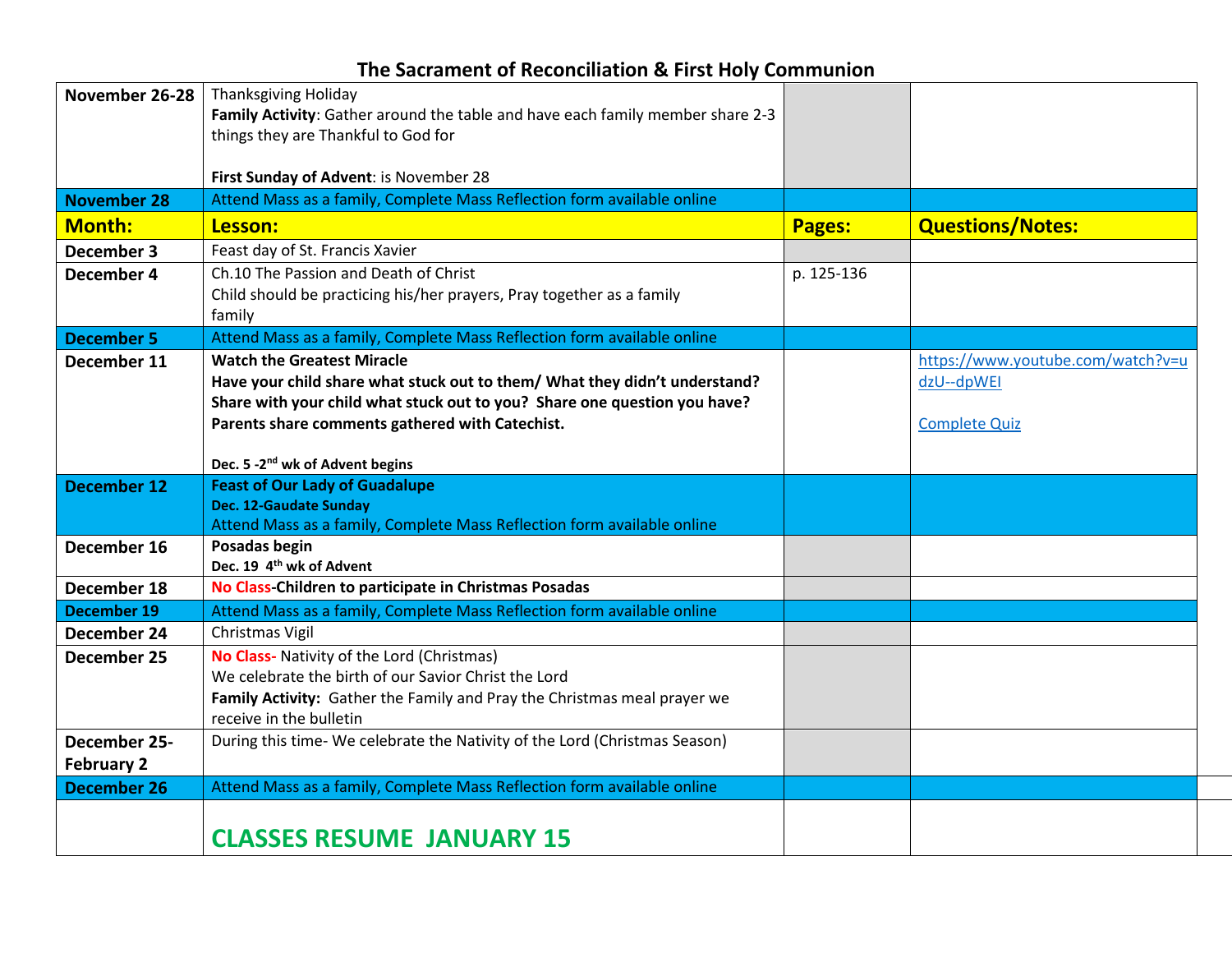## The Sacrament of Reconciliation & First Holy Communion

| | | | |
|---|---|---|---|
| **November 26-28** | Thanksgiving Holiday<br>**Family Activity**: Gather around the table and have each family member share 2-3 things they are Thankful to God for<br><br>**First Sunday of Advent**: is November 28 | | |
| **November 28** | Attend Mass as a family, Complete Mass Reflection form available online | | |
| **Month:** | **Lesson:** | **Pages:** | **Questions/Notes:** |
| **December 3** | Feast day of St. Francis Xavier | | |
| **December 4** | Ch.10 The Passion and Death of Christ<br>Child should be practicing his/her prayers, Pray together as a family family | p. 125-136 | |
| **December 5** | Attend Mass as a family, Complete Mass Reflection form available online | | |
| **December 11** | **Watch the Greatest Miracle**<br>**Have your child share what stuck out to them/ What they didn't understand?**<br>**Share with your child what stuck out to you? Share one question you have?**<br>**Parents share comments gathered with Catechist.**<br><br>**Dec. 5 -2nd wk of Advent begins** | | https://www.youtube.com/watch?v=udzU--dpWEI<br><br>Complete Quiz |
| **December 12** | **Feast of Our Lady of Guadalupe**<br>**Dec. 12-Gaudate Sunday**<br>Attend Mass as a family, Complete Mass Reflection form available online | | |
| **December 16** | **Posadas begin**<br>**Dec. 19 4th wk of Advent** | | |
| **December 18** | No Class-**Children to participate in Christmas Posadas** | | |
| **December 19** | Attend Mass as a family, Complete Mass Reflection form available online | | |
| **December 24** | Christmas Vigil | | |
| **December 25** | **No Class-** Nativity of the Lord (Christmas)<br>We celebrate the birth of our Savior Christ the Lord<br>**Family Activity:** Gather the Family and Pray the Christmas meal prayer we receive in the bulletin | | |
| **December 25-February 2** | During this time- We celebrate the Nativity of the Lord (Christmas Season) | | |
| **December 26** | Attend Mass as a family, Complete Mass Reflection form available online | | |
| | **CLASSES RESUME JANUARY 15** | | |